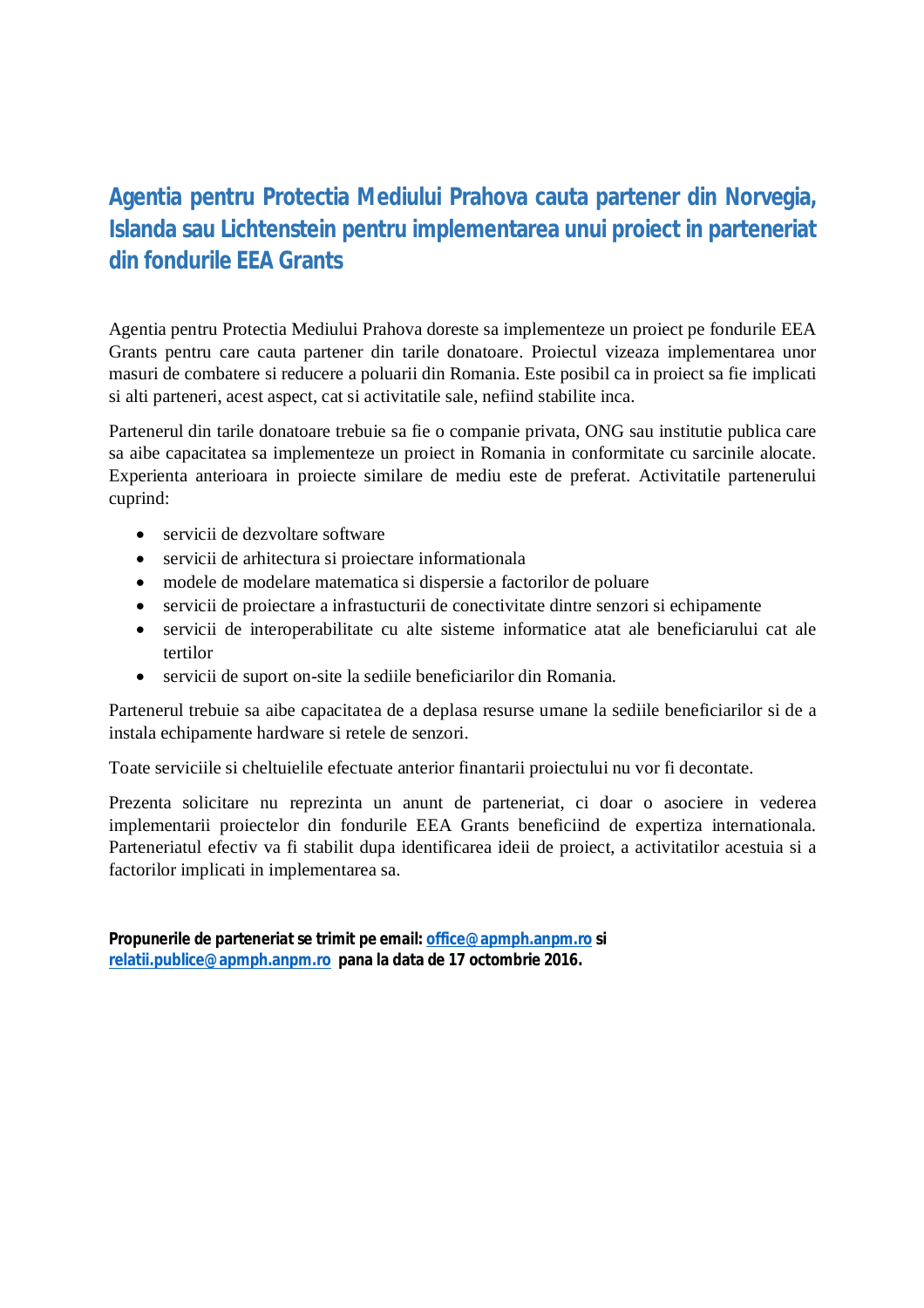# Agentia pentru Protectia Mediului Prahova cauta partener din Norvegia, Islanda sau Lichtenstein pentru implementarea unui proiect in parteneriat din fondurile EEA Grants

Agentia pentru Protectia Mediului Prahova doreste sa implementeze un proiect pe fondurile EEA Grants pentru care cauta partener din tarile donatoare. Proiectul vizeaza implementarea unor masuri de combatere si reducere a poluarii din Romania. Este posibil ca in proiect sa fie implicati si alti parteneri, acest aspect, cat si activitatile sale, nefiind stabilite inca.

Partenerul din tarile donatoare trebuie sa fie o companie privata, ONG sau institutie publica care sa aibe capacitatea sa implementeze un proiect in Romania in conformitate cu sarcinile alocate. Experienta anterioara in proiecte similare de mediu este de preferat. Activitatile partenerului cuprind:

- servicii de dezvoltare software
- servicii de arhitectura si proiectare informationala
- modele de modelare matematica si dispersie a factorilor de poluare
- servicii de proiectare a infrastucturii de conectivitate dintre senzori si echipamente
- servicii de interoperabilitate cu alte sisteme informatice atat ale beneficiarului cat ale tertilor
- servicii de suport on-site la sediile beneficiarilor din Romania.

Partenerul trebuie sa aibe capacitatea de a deplasa resurse umane la sediile beneficiarilor si de a instala echipamente hardware si retele de senzori.

Toate serviciile si cheltuielile efectuate anterior finantarii proiectului nu vor fi decontate.

Prezenta solicitare nu reprezinta un anunt de parteneriat, ci doar o asociere in vederea implementarii proiectelor din fondurile EEA Grants beneficiind de expertiza internationala. Parteneriatul efectiv va fi stabilit dupa identificarea ideii de proiect, a activitatilor acestuia si a factorilor implicati in implementarea sa.

**Propunerile de parteneriat se trimit pe email: office@apmph.anpm.ro si relatii.publice@apmph.anpm.ro pana la data de 17 octombrie 2016.**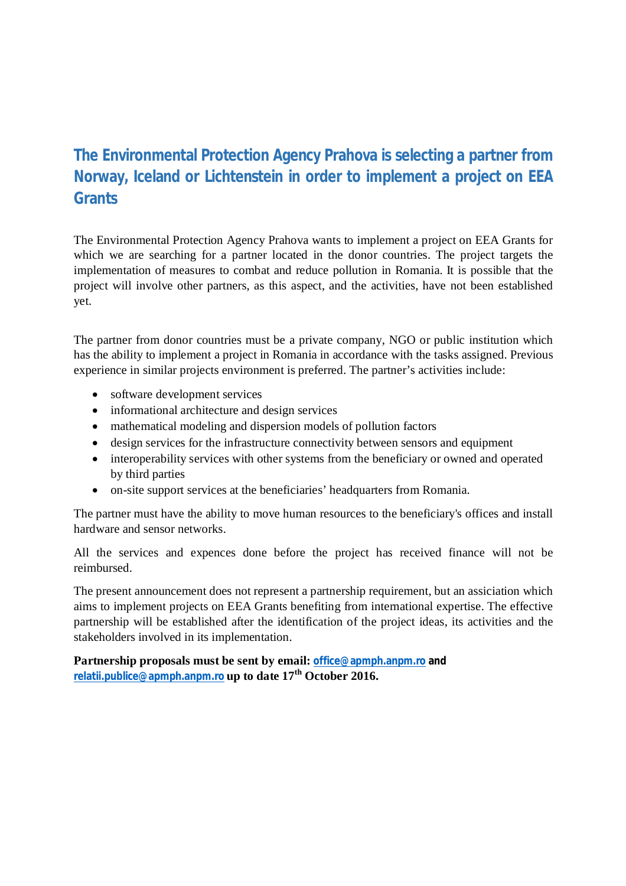# The Environmental Protection Agency Prahova is selecting a partner from Norway, Iceland or Lichtenstein in order to implement a project on EEA Grants

The Environmental Protection Agency Prahova wants to implement a project on EEA Grants for which we are searching for a partner located in the donor countries. The project targets the implementation of measures to combat and reduce pollution in Romania. It is possible that the project will involve other partners, as this aspect, and the activities, have not been established yet.

The partner from donor countries must be a private company, NGO or public institution which has the ability to implement a project in Romania in accordance with the tasks assigned. Previous experience in similar projects environment is preferred. The partner's activities include:

- software development services
- informational architecture and design services
- mathematical modeling and dispersion models of pollution factors
- design services for the infrastructure connectivity between sensors and equipment
- interoperability services with other systems from the beneficiary or owned and operated by third parties
- on-site support services at the beneficiaries' headquarters from Romania.

The partner must have the ability to move human resources to the beneficiary's offices and install hardware and sensor networks.

All the services and expences done before the project has received finance will not be reimbursed.

The present announcement does not represent a partnership requirement, but an assiciation which aims to implement projects on EEA Grants benefiting from international expertise. The effective partnership will be established after the identification of the project ideas, its activities and the stakeholders involved in its implementation.

**Partnership proposals must be sent by email: office@apmph.anpm.ro and relatii.publice@apmph.anpm.ro up to date 17th October 2016.**